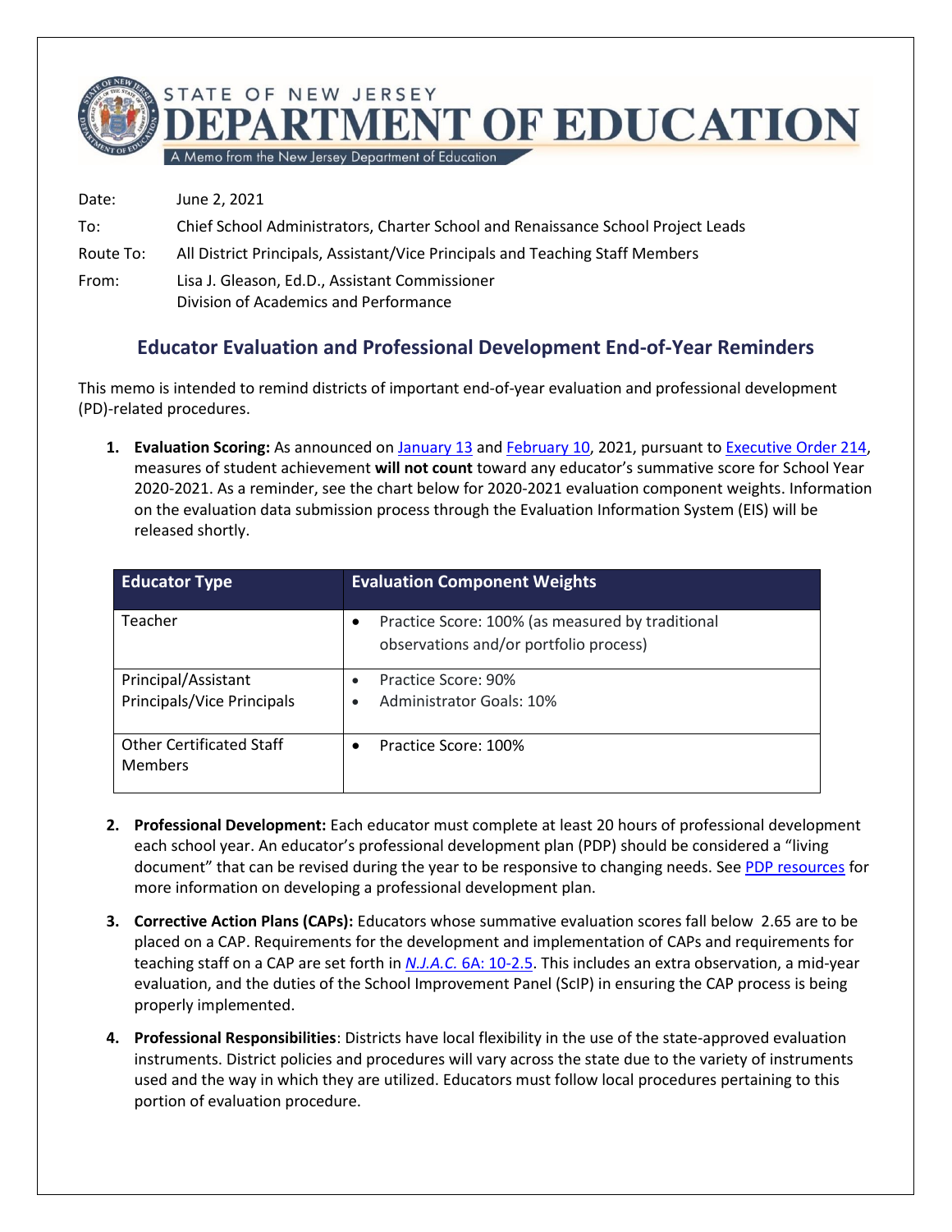STATE OF NEW JERSEY
# DEPARTMENT OF EDUCATION
A Memo from the New Jersey Department of Education

Date: June 2, 2021

To: Chief School Administrators, Charter School and Renaissance School Project Leads

Route To: All District Principals, Assistant/Vice Principals and Teaching Staff Members

From: Lisa J. Gleason, Ed.D., Assistant Commissioner
Division of Academics and Performance

## Educator Evaluation and Professional Development End-of-Year Reminders

This memo is intended to remind districts of important end-of-year evaluation and professional development (PD)-related procedures.

1. **Evaluation Scoring:** As announced on January 13 and February 10, 2021, pursuant to Executive Order 214, measures of student achievement **will not count** toward any educator's summative score for School Year 2020-2021. As a reminder, see the chart below for 2020-2021 evaluation component weights. Information on the evaluation data submission process through the Evaluation Information System (EIS) will be released shortly.

| Educator Type | Evaluation Component Weights |
|---|---|
| Teacher | • Practice Score: 100% (as measured by traditional observations and/or portfolio process) |
| Principal/Assistant Principals/Vice Principals | • Practice Score: 90%<br>• Administrator Goals: 10% |
| Other Certificated Staff Members | • Practice Score: 100% |

2. **Professional Development:** Each educator must complete at least 20 hours of professional development each school year. An educator's professional development plan (PDP) should be considered a "living document" that can be revised during the year to be responsive to changing needs. See PDP resources for more information on developing a professional development plan.

3. **Corrective Action Plans (CAPs):** Educators whose summative evaluation scores fall below 2.65 are to be placed on a CAP. Requirements for the development and implementation of CAPs and requirements for teaching staff on a CAP are set forth in *N.J.A.C.* 6A: 10-2.5. This includes an extra observation, a mid-year evaluation, and the duties of the School Improvement Panel (ScIP) in ensuring the CAP process is being properly implemented.

4. **Professional Responsibilities**: Districts have local flexibility in the use of the state-approved evaluation instruments. District policies and procedures will vary across the state due to the variety of instruments used and the way in which they are utilized. Educators must follow local procedures pertaining to this portion of evaluation procedure.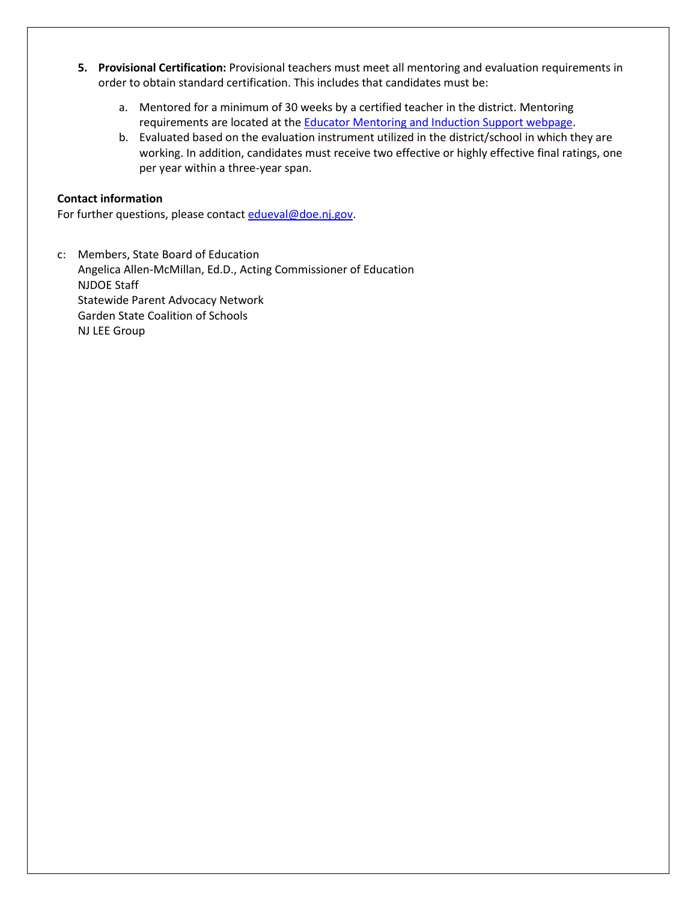5. **Provisional Certification:** Provisional teachers must meet all mentoring and evaluation requirements in order to obtain standard certification. This includes that candidates must be:

   a. Mentored for a minimum of 30 weeks by a certified teacher in the district. Mentoring requirements are located at the [Educator Mentoring and Induction Support webpage](#).

   b. Evaluated based on the evaluation instrument utilized in the district/school in which they are working. In addition, candidates must receive two effective or highly effective final ratings, one per year within a three-year span.

**Contact information**

For further questions, please contact [edueval@doe.nj.gov](mailto:edueval@doe.nj.gov).

c: Members, State Board of Education
Angelica Allen-McMillan, Ed.D., Acting Commissioner of Education
NJDOE Staff
Statewide Parent Advocacy Network
Garden State Coalition of Schools
NJ LEE Group